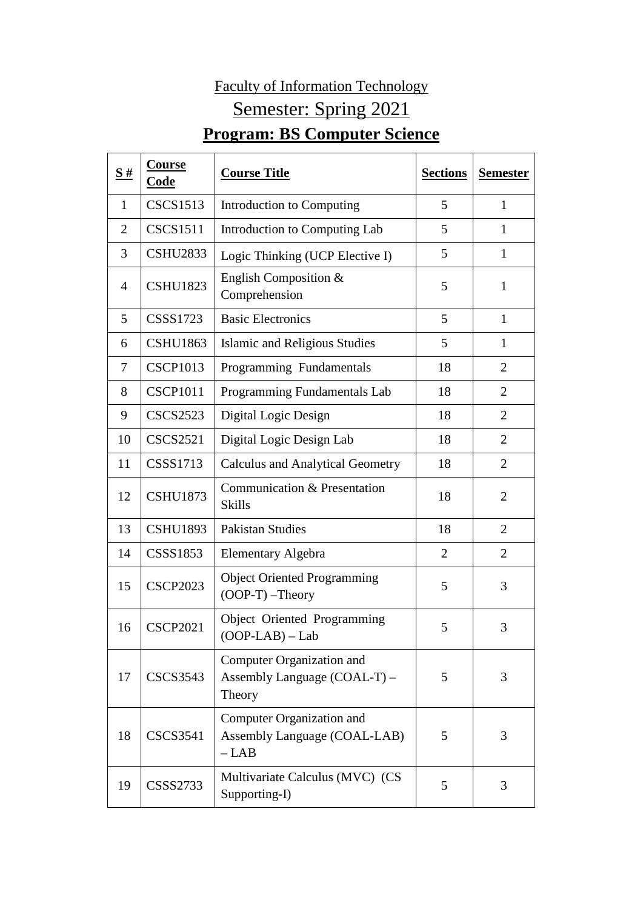Faculty of Information Technology

Semester: Spring 2021

**Program: BS Computer Science**

| S # | Course Code | Course Title | Sections | Semester |
|---|---|---|---|---|
| 1 | CSCS1513 | Introduction to Computing | 5 | 1 |
| 2 | CSCS1511 | Introduction to Computing Lab | 5 | 1 |
| 3 | CSHU2833 | Logic Thinking (UCP Elective I) | 5 | 1 |
| 4 | CSHU1823 | English Composition & Comprehension | 5 | 1 |
| 5 | CSSS1723 | Basic Electronics | 5 | 1 |
| 6 | CSHU1863 | Islamic and Religious Studies | 5 | 1 |
| 7 | CSCP1013 | Programming Fundamentals | 18 | 2 |
| 8 | CSCP1011 | Programming Fundamentals Lab | 18 | 2 |
| 9 | CSCS2523 | Digital Logic Design | 18 | 2 |
| 10 | CSCS2521 | Digital Logic Design Lab | 18 | 2 |
| 11 | CSSS1713 | Calculus and Analytical Geometry | 18 | 2 |
| 12 | CSHU1873 | Communication & Presentation Skills | 18 | 2 |
| 13 | CSHU1893 | Pakistan Studies | 18 | 2 |
| 14 | CSSS1853 | Elementary Algebra | 2 | 2 |
| 15 | CSCP2023 | Object Oriented Programming (OOP-T) –Theory | 5 | 3 |
| 16 | CSCP2021 | Object Oriented Programming (OOP-LAB) – Lab | 5 | 3 |
| 17 | CSCS3543 | Computer Organization and Assembly Language (COAL-T) – Theory | 5 | 3 |
| 18 | CSCS3541 | Computer Organization and Assembly Language (COAL-LAB) – LAB | 5 | 3 |
| 19 | CSSS2733 | Multivariate Calculus (MVC) (CS Supporting-I) | 5 | 3 |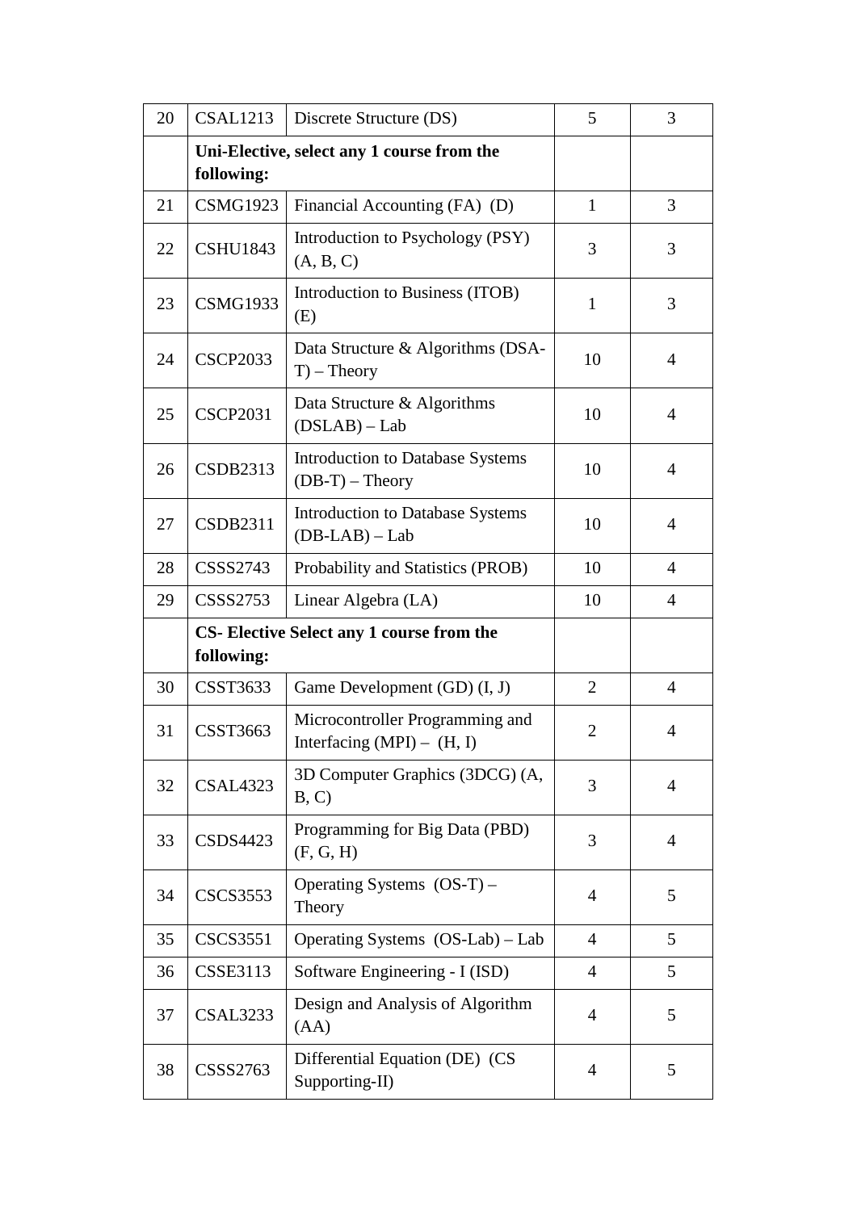| 20 | CSAL1213 | Discrete Structure (DS) | 5 | 3 |
|---|---|---|---|---|
| | **Uni-Elective, select any 1 course from the following:** | | | |
| 21 | CSMG1923 | Financial Accounting (FA) (D) | 1 | 3 |
| 22 | CSHU1843 | Introduction to Psychology (PSY) (A, B, C) | 3 | 3 |
| 23 | CSMG1933 | Introduction to Business (ITOB) (E) | 1 | 3 |
| 24 | CSCP2033 | Data Structure & Algorithms (DSA-T) – Theory | 10 | 4 |
| 25 | CSCP2031 | Data Structure & Algorithms (DSLAB) – Lab | 10 | 4 |
| 26 | CSDB2313 | Introduction to Database Systems (DB-T) – Theory | 10 | 4 |
| 27 | CSDB2311 | Introduction to Database Systems (DB-LAB) – Lab | 10 | 4 |
| 28 | CSSS2743 | Probability and Statistics (PROB) | 10 | 4 |
| 29 | CSSS2753 | Linear Algebra (LA) | 10 | 4 |
| | **CS- Elective Select any 1 course from the following:** | | | |
| 30 | CSST3633 | Game Development (GD) (I, J) | 2 | 4 |
| 31 | CSST3663 | Microcontroller Programming and Interfacing (MPI) – (H, I) | 2 | 4 |
| 32 | CSAL4323 | 3D Computer Graphics (3DCG) (A, B, C) | 3 | 4 |
| 33 | CSDS4423 | Programming for Big Data (PBD) (F, G, H) | 3 | 4 |
| 34 | CSCS3553 | Operating Systems (OS-T) – Theory | 4 | 5 |
| 35 | CSCS3551 | Operating Systems (OS-Lab) – Lab | 4 | 5 |
| 36 | CSSE3113 | Software Engineering - I (ISD) | 4 | 5 |
| 37 | CSAL3233 | Design and Analysis of Algorithm (AA) | 4 | 5 |
| 38 | CSSS2763 | Differential Equation (DE) (CS Supporting-II) | 4 | 5 |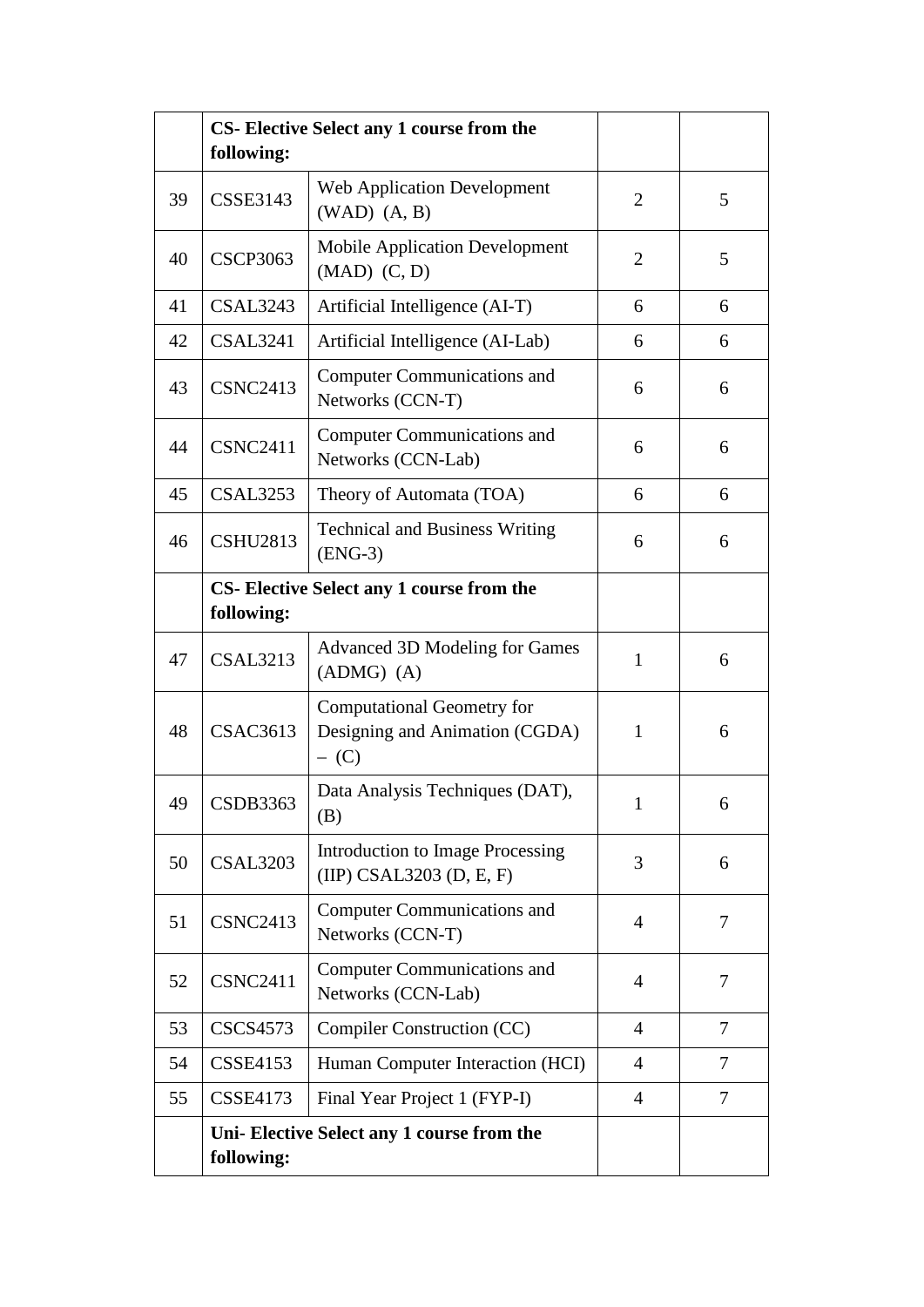| | | | | |
|---|---|---|---|---|
| | **CS- Elective Select any 1 course from the following:** | | | |
| 39 | CSSE3143 | Web Application Development (WAD) (A, B) | 2 | 5 |
| 40 | CSCP3063 | Mobile Application Development (MAD) (C, D) | 2 | 5 |
| 41 | CSAL3243 | Artificial Intelligence (AI-T) | 6 | 6 |
| 42 | CSAL3241 | Artificial Intelligence (AI-Lab) | 6 | 6 |
| 43 | CSNC2413 | Computer Communications and Networks (CCN-T) | 6 | 6 |
| 44 | CSNC2411 | Computer Communications and Networks (CCN-Lab) | 6 | 6 |
| 45 | CSAL3253 | Theory of Automata (TOA) | 6 | 6 |
| 46 | CSHU2813 | Technical and Business Writing (ENG-3) | 6 | 6 |
| | **CS- Elective Select any 1 course from the following:** | | | |
| 47 | CSAL3213 | Advanced 3D Modeling for Games (ADMG) (A) | 1 | 6 |
| 48 | CSAC3613 | Computational Geometry for Designing and Animation (CGDA) – (C) | 1 | 6 |
| 49 | CSDB3363 | Data Analysis Techniques (DAT), (B) | 1 | 6 |
| 50 | CSAL3203 | Introduction to Image Processing (IIP) CSAL3203 (D, E, F) | 3 | 6 |
| 51 | CSNC2413 | Computer Communications and Networks (CCN-T) | 4 | 7 |
| 52 | CSNC2411 | Computer Communications and Networks (CCN-Lab) | 4 | 7 |
| 53 | CSCS4573 | Compiler Construction (CC) | 4 | 7 |
| 54 | CSSE4153 | Human Computer Interaction (HCI) | 4 | 7 |
| 55 | CSSE4173 | Final Year Project 1 (FYP-I) | 4 | 7 |
| | **Uni- Elective Select any 1 course from the following:** | | | |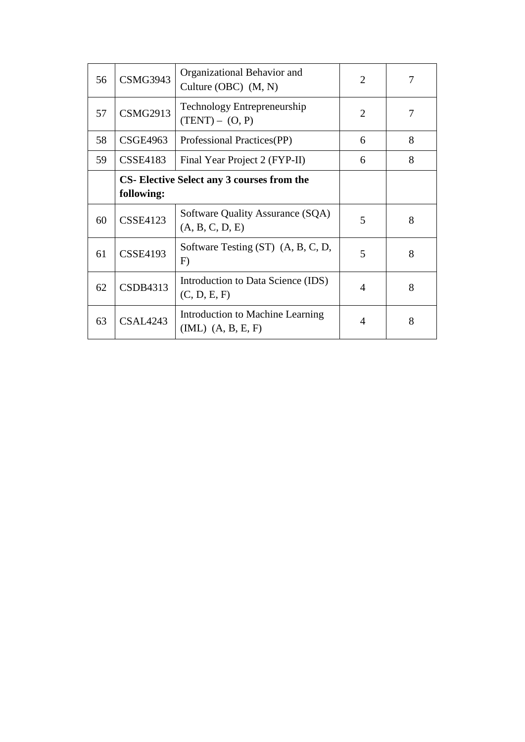| | | | | |
|---|---|---|---|---|
| 56 | CSMG3943 | Organizational Behavior and Culture (OBC) (M, N) | 2 | 7 |
| 57 | CSMG2913 | Technology Entrepreneurship (TENT) – (O, P) | 2 | 7 |
| 58 | CSGE4963 | Professional Practices(PP) | 6 | 8 |
| 59 | CSSE4183 | Final Year Project 2 (FYP-II) | 6 | 8 |
| | **CS- Elective Select any 3 courses from the following:** | | | |
| 60 | CSSE4123 | Software Quality Assurance (SQA) (A, B, C, D, E) | 5 | 8 |
| 61 | CSSE4193 | Software Testing (ST) (A, B, C, D, F) | 5 | 8 |
| 62 | CSDB4313 | Introduction to Data Science (IDS) (C, D, E, F) | 4 | 8 |
| 63 | CSAL4243 | Introduction to Machine Learning (IML) (A, B, E, F) | 4 | 8 |